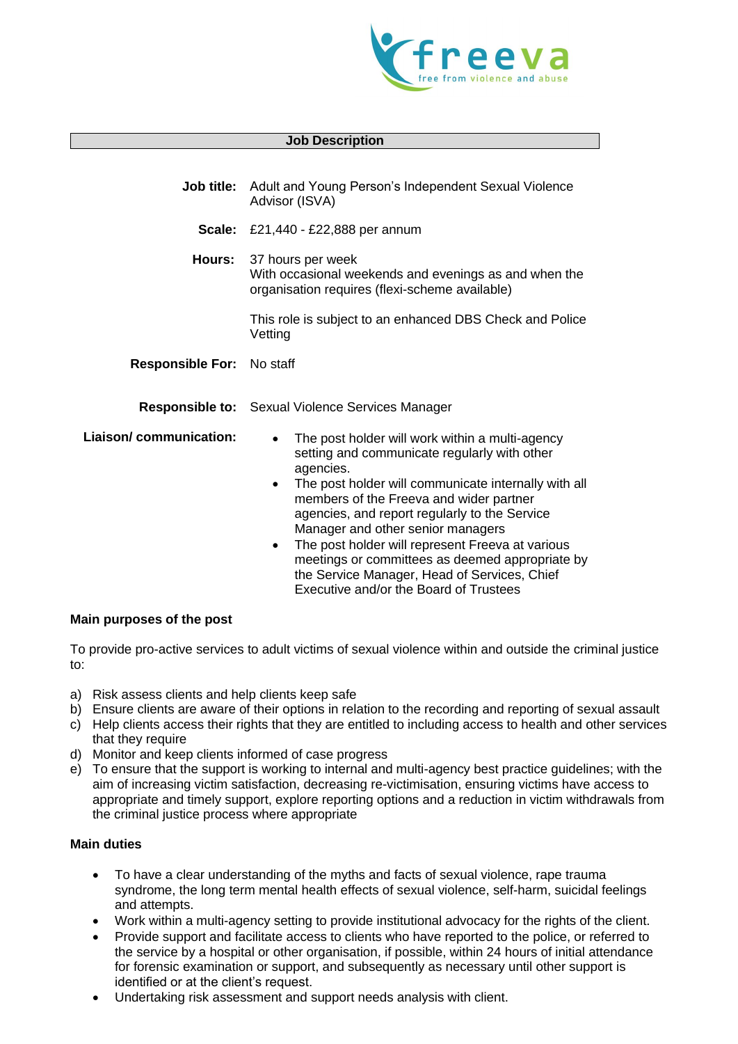freeva
free from violence and abuse

## Job Description

**Job title:** Adult and Young Person's Independent Sexual Violence Advisor (ISVA)

**Scale:** £21,440 - £22,888 per annum

**Hours:** 37 hours per week
With occasional weekends and evenings as and when the organisation requires (flexi-scheme available)

This role is subject to an enhanced DBS Check and Police Vetting

**Responsible For:** No staff

**Responsible to:** Sexual Violence Services Manager

**Liaison/ communication:**

- The post holder will work within a multi-agency setting and communicate regularly with other agencies.
- The post holder will communicate internally with all members of the Freeva and wider partner agencies, and report regularly to the Service Manager and other senior managers
- The post holder will represent Freeva at various meetings or committees as deemed appropriate by the Service Manager, Head of Services, Chief Executive and/or the Board of Trustees

### Main purposes of the post

To provide pro-active services to adult victims of sexual violence within and outside the criminal justice to:

a) Risk assess clients and help clients keep safe
b) Ensure clients are aware of their options in relation to the recording and reporting of sexual assault
c) Help clients access their rights that they are entitled to including access to health and other services that they require
d) Monitor and keep clients informed of case progress
e) To ensure that the support is working to internal and multi-agency best practice guidelines; with the aim of increasing victim satisfaction, decreasing re-victimisation, ensuring victims have access to appropriate and timely support, explore reporting options and a reduction in victim withdrawals from the criminal justice process where appropriate

### Main duties

- To have a clear understanding of the myths and facts of sexual violence, rape trauma syndrome, the long term mental health effects of sexual violence, self-harm, suicidal feelings and attempts.
- Work within a multi-agency setting to provide institutional advocacy for the rights of the client.
- Provide support and facilitate access to clients who have reported to the police, or referred to the service by a hospital or other organisation, if possible, within 24 hours of initial attendance for forensic examination or support, and subsequently as necessary until other support is identified or at the client's request.
- Undertaking risk assessment and support needs analysis with client.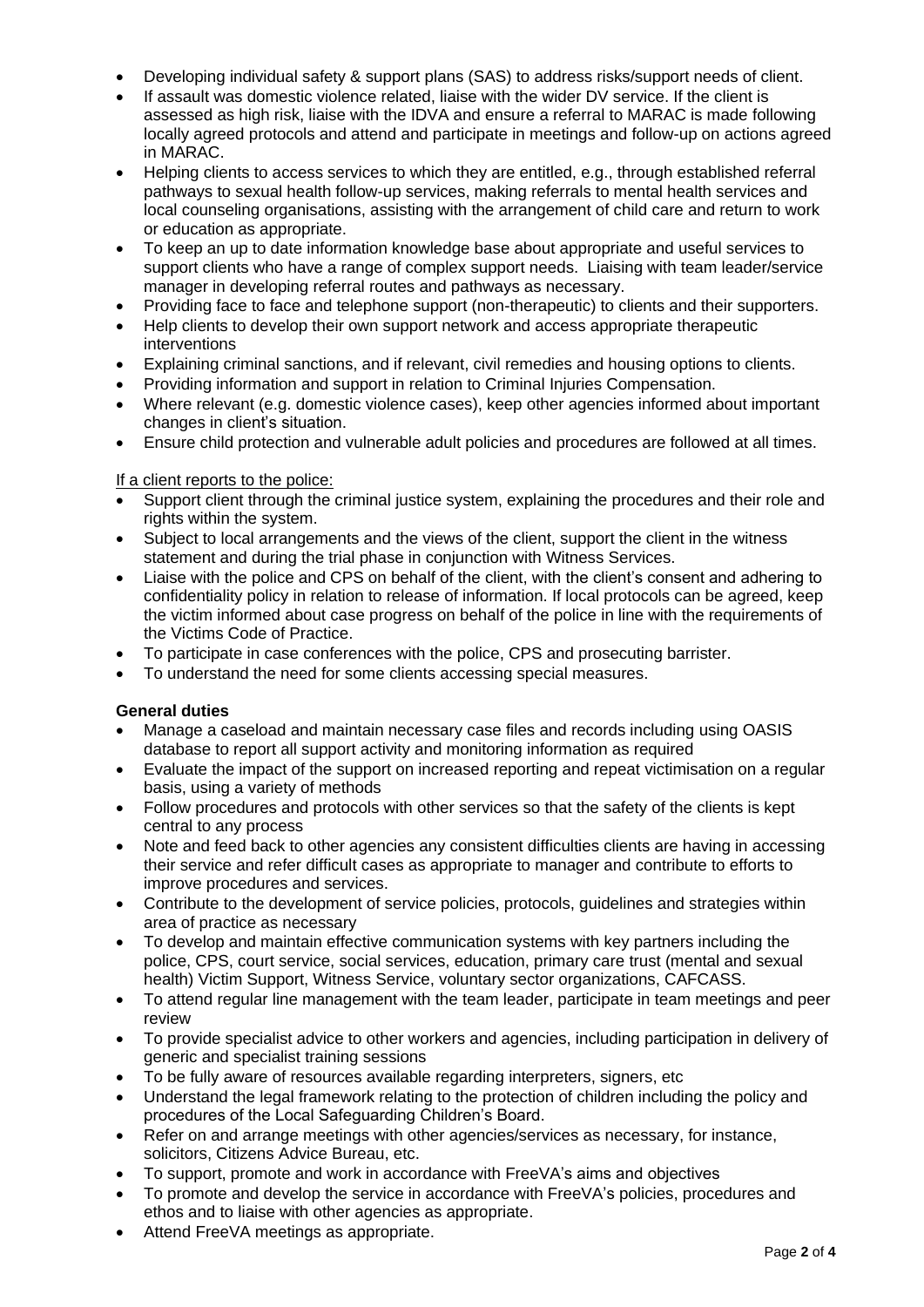- Developing individual safety & support plans (SAS) to address risks/support needs of client.
- If assault was domestic violence related, liaise with the wider DV service. If the client is assessed as high risk, liaise with the IDVA and ensure a referral to MARAC is made following locally agreed protocols and attend and participate in meetings and follow-up on actions agreed in MARAC.
- Helping clients to access services to which they are entitled, e.g., through established referral pathways to sexual health follow-up services, making referrals to mental health services and local counseling organisations, assisting with the arrangement of child care and return to work or education as appropriate.
- To keep an up to date information knowledge base about appropriate and useful services to support clients who have a range of complex support needs. Liaising with team leader/service manager in developing referral routes and pathways as necessary.
- Providing face to face and telephone support (non-therapeutic) to clients and their supporters.
- Help clients to develop their own support network and access appropriate therapeutic interventions
- Explaining criminal sanctions, and if relevant, civil remedies and housing options to clients.
- Providing information and support in relation to Criminal Injuries Compensation.
- Where relevant (e.g. domestic violence cases), keep other agencies informed about important changes in client's situation.
- Ensure child protection and vulnerable adult policies and procedures are followed at all times.

<u>If a client reports to the police:</u>

- Support client through the criminal justice system, explaining the procedures and their role and rights within the system.
- Subject to local arrangements and the views of the client, support the client in the witness statement and during the trial phase in conjunction with Witness Services.
- Liaise with the police and CPS on behalf of the client, with the client's consent and adhering to confidentiality policy in relation to release of information. If local protocols can be agreed, keep the victim informed about case progress on behalf of the police in line with the requirements of the Victims Code of Practice.
- To participate in case conferences with the police, CPS and prosecuting barrister.
- To understand the need for some clients accessing special measures.

**General duties**

- Manage a caseload and maintain necessary case files and records including using OASIS database to report all support activity and monitoring information as required
- Evaluate the impact of the support on increased reporting and repeat victimisation on a regular basis, using a variety of methods
- Follow procedures and protocols with other services so that the safety of the clients is kept central to any process
- Note and feed back to other agencies any consistent difficulties clients are having in accessing their service and refer difficult cases as appropriate to manager and contribute to efforts to improve procedures and services.
- Contribute to the development of service policies, protocols, guidelines and strategies within area of practice as necessary
- To develop and maintain effective communication systems with key partners including the police, CPS, court service, social services, education, primary care trust (mental and sexual health) Victim Support, Witness Service, voluntary sector organizations, CAFCASS.
- To attend regular line management with the team leader, participate in team meetings and peer review
- To provide specialist advice to other workers and agencies, including participation in delivery of generic and specialist training sessions
- To be fully aware of resources available regarding interpreters, signers, etc
- Understand the legal framework relating to the protection of children including the policy and procedures of the Local Safeguarding Children's Board.
- Refer on and arrange meetings with other agencies/services as necessary, for instance, solicitors, Citizens Advice Bureau, etc.
- To support, promote and work in accordance with FreeVA's aims and objectives
- To promote and develop the service in accordance with FreeVA's policies, procedures and ethos and to liaise with other agencies as appropriate.
- Attend FreeVA meetings as appropriate.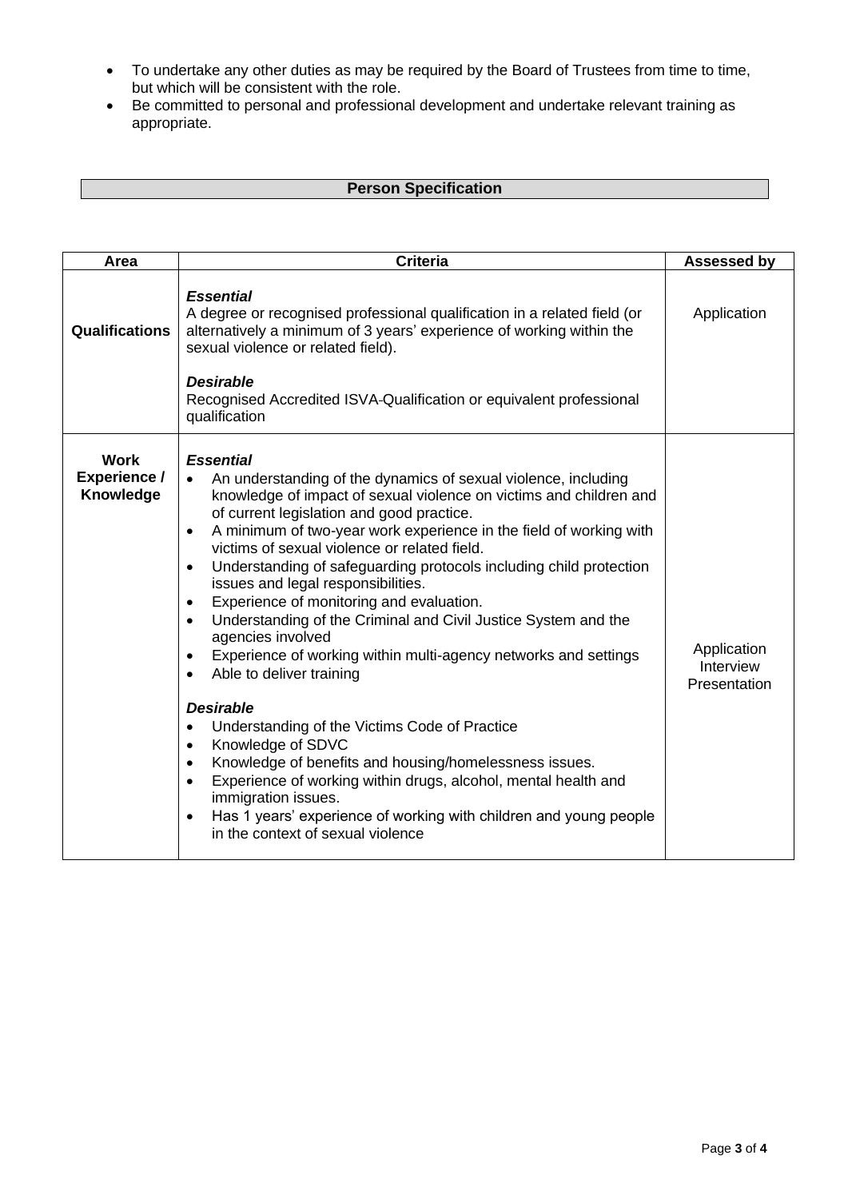- To undertake any other duties as may be required by the Board of Trustees from time to time, but which will be consistent with the role.
- Be committed to personal and professional development and undertake relevant training as appropriate.

## Person Specification

| Area | Criteria | Assessed by |
|---|---|---|
| **Qualifications** | ***Essential***<br>A degree or recognised professional qualification in a related field (or alternatively a minimum of 3 years' experience of working within the sexual violence or related field).<br><br>***Desirable***<br>Recognised Accredited ISVA-Qualification or equivalent professional qualification | Application |
| **Work Experience / Knowledge** | ***Essential***<br>• An understanding of the dynamics of sexual violence, including knowledge of impact of sexual violence on victims and children and of current legislation and good practice.<br>• A minimum of two-year work experience in the field of working with victims of sexual violence or related field.<br>• Understanding of safeguarding protocols including child protection issues and legal responsibilities.<br>• Experience of monitoring and evaluation.<br>• Understanding of the Criminal and Civil Justice System and the agencies involved<br>• Experience of working within multi-agency networks and settings<br>• Able to deliver training<br><br>***Desirable***<br>• Understanding of the Victims Code of Practice<br>• Knowledge of SDVC<br>• Knowledge of benefits and housing/homelessness issues.<br>• Experience of working within drugs, alcohol, mental health and immigration issues.<br>• Has 1 years' experience of working with children and young people in the context of sexual violence | Application<br>Interview<br>Presentation |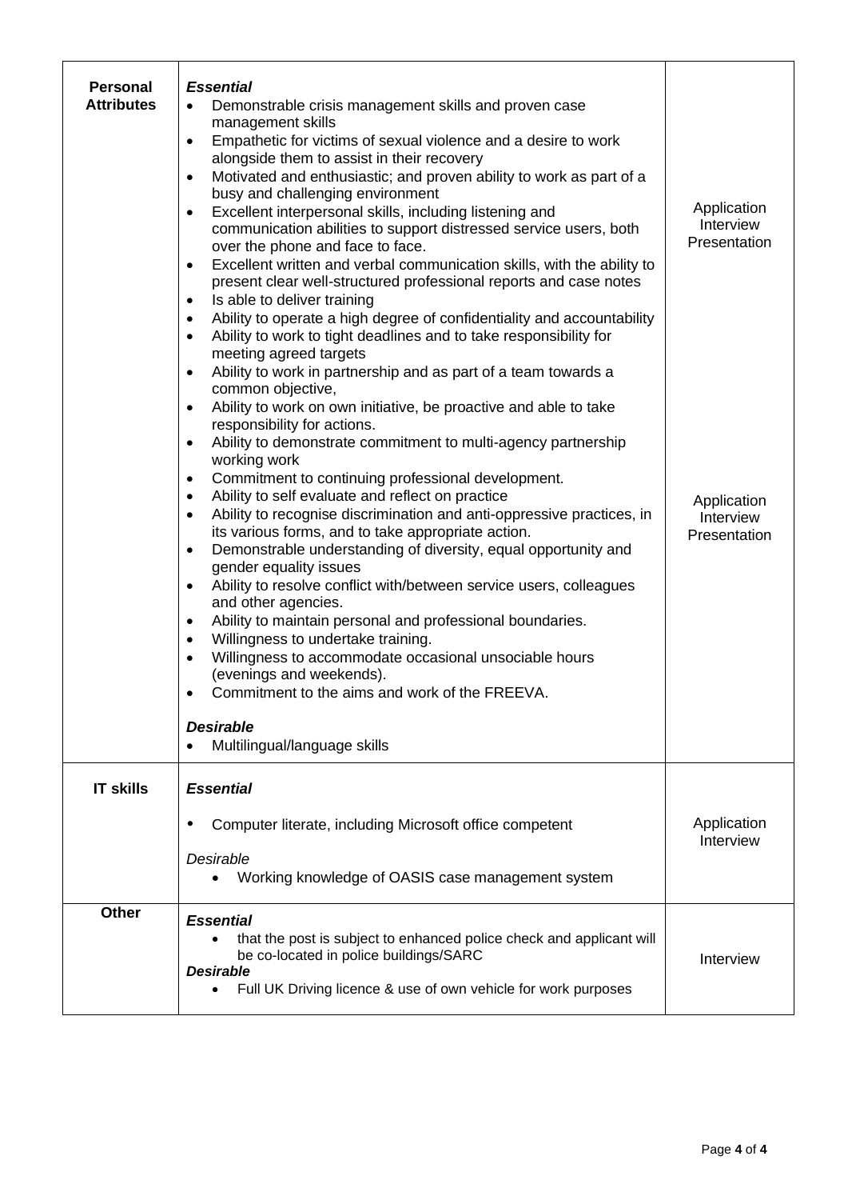| | | |
|---|---|---|
| **Personal Attributes** | ***Essential***<br>• Demonstrable crisis management skills and proven case management skills<br>• Empathetic for victims of sexual violence and a desire to work alongside them to assist in their recovery<br>• Motivated and enthusiastic; and proven ability to work as part of a busy and challenging environment<br>• Excellent interpersonal skills, including listening and communication abilities to support distressed service users, both over the phone and face to face.<br>• Excellent written and verbal communication skills, with the ability to present clear well-structured professional reports and case notes<br>• Is able to deliver training<br>• Ability to operate a high degree of confidentiality and accountability<br>• Ability to work to tight deadlines and to take responsibility for meeting agreed targets<br>• Ability to work in partnership and as part of a team towards a common objective,<br>• Ability to work on own initiative, be proactive and able to take responsibility for actions.<br>• Ability to demonstrate commitment to multi-agency partnership working work<br>• Commitment to continuing professional development.<br>• Ability to self evaluate and reflect on practice<br>• Ability to recognise discrimination and anti-oppressive practices, in its various forms, and to take appropriate action.<br>• Demonstrable understanding of diversity, equal opportunity and gender equality issues<br>• Ability to resolve conflict with/between service users, colleagues and other agencies.<br>• Ability to maintain personal and professional boundaries.<br>• Willingness to undertake training.<br>• Willingness to accommodate occasional unsociable hours (evenings and weekends).<br>• Commitment to the aims and work of the FREEVA.<br><br>***Desirable***<br>• Multilingual/language skills | Application<br>Interview<br>Presentation<br><br>Application<br>Interview<br>Presentation |
| **IT skills** | ***Essential***<br>• Computer literate, including Microsoft office competent<br><br>*Desirable*<br>• Working knowledge of OASIS case management system | Application<br>Interview |
| **Other** | ***Essential***<br>• that the post is subject to enhanced police check and applicant will be co-located in police buildings/SARC<br>***Desirable***<br>• Full UK Driving licence & use of own vehicle for work purposes | Interview |